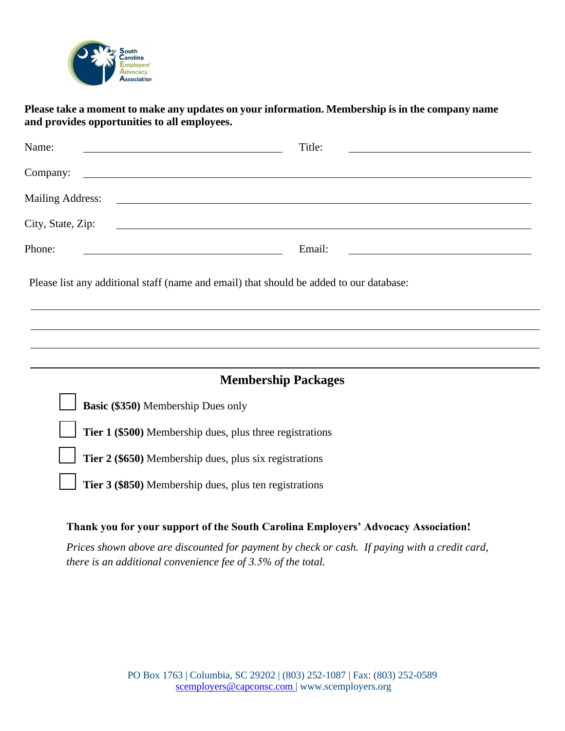**Please take a moment to make any updates on your information. Membership is in the company name and provides opportunities to all employees.**

Name: ______________________ Title: ______________________

Company: ______________________________________________

Mailing Address: ______________________________________________

City, State, Zip: ______________________________________________

Phone: ______________________ Email: ______________________

Please list any additional staff (name and email) that should be added to our database:

______________________________________________

______________________________________________

______________________________________________

## Membership Packages

- ☐ **Basic ($350)** Membership Dues only
- ☐ **Tier 1 ($500)** Membership dues, plus three registrations
- ☐ **Tier 2 ($650)** Membership dues, plus six registrations
- ☐ **Tier 3 ($850)** Membership dues, plus ten registrations

**Thank you for your support of the South Carolina Employers' Advocacy Association!**

*Prices shown above are discounted for payment by check or cash. If paying with a credit card, there is an additional convenience fee of 3.5% of the total.*

PO Box 1763 | Columbia, SC 29202 | (803) 252-1087 | Fax: (803) 252-0589
scemployers@capconsc.com | www.scemployers.org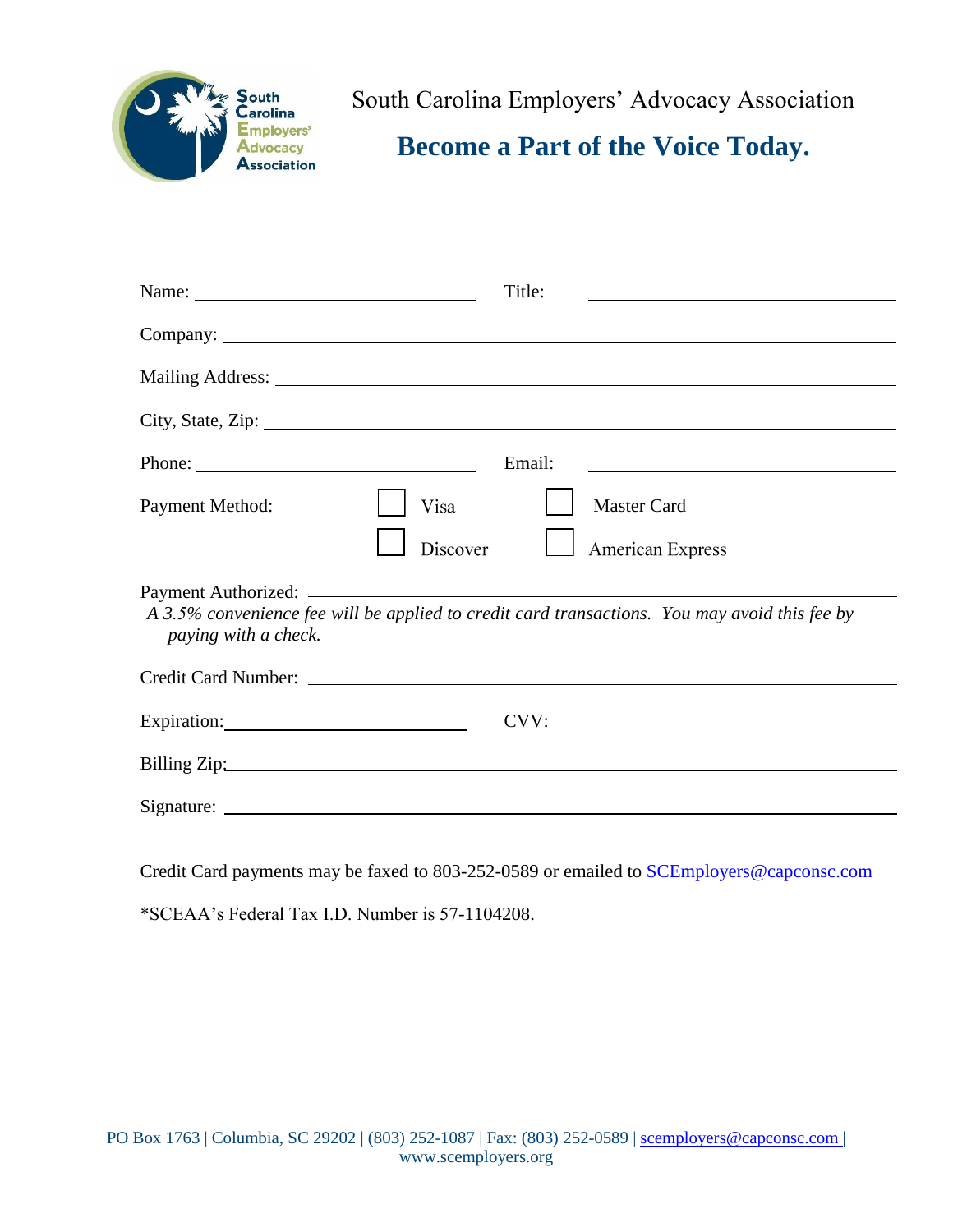South Carolina Employers' Advocacy Association

# Become a Part of the Voice Today.

Name: ______________________ Title: ______________________

Company: ______________________________________________

Mailing Address: ________________________________________

City, State, Zip: ________________________________________

Phone: ______________________ Email: ______________________

Payment Method: ☐ Visa ☐ Master Card ☐ Discover ☐ American Express

Payment Authorized: ______________________________________

*A 3.5% convenience fee will be applied to credit card transactions. You may avoid this fee by paying with a check.*

Credit Card Number: ______________________________________

Expiration: ______________________ CVV: ______________________

Billing Zip: ______________________________________________

Signature: _______________________________________________

Credit Card payments may be faxed to 803-252-0589 or emailed to SCEmployers@capconsc.com

*SCEAA's Federal Tax I.D. Number is 57-1104208.

PO Box 1763 | Columbia, SC 29202 | (803) 252-1087 | Fax: (803) 252-0589 | scemployers@capconsc.com | www.scemployers.org